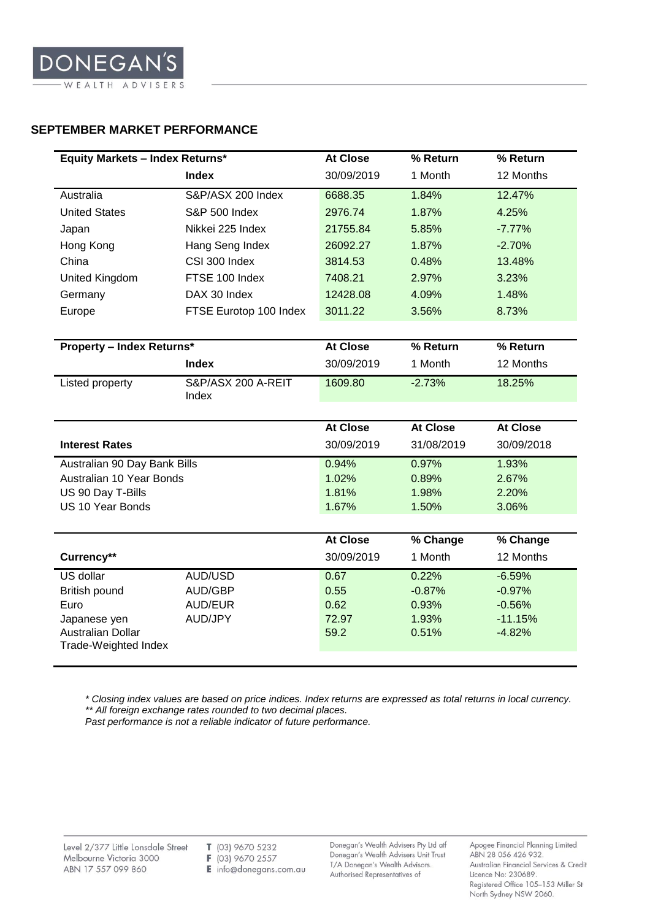DONEGAN'S WEALTH ADVISERS

## SEPTEMBER MARKET PERFORMANCE

| Equity Markets – Index Returns* | | At Close | % Return | % Return |
|---|---|---|---|---|
| | **Index** | 30/09/2019 | 1 Month | 12 Months |
| Australia | S&P/ASX 200 Index | 6688.35 | 1.84% | 12.47% |
| United States | S&P 500 Index | 2976.74 | 1.87% | 4.25% |
| Japan | Nikkei 225 Index | 21755.84 | 5.85% | -7.77% |
| Hong Kong | Hang Seng Index | 26092.27 | 1.87% | -2.70% |
| China | CSI 300 Index | 3814.53 | 0.48% | 13.48% |
| United Kingdom | FTSE 100 Index | 7408.21 | 2.97% | 3.23% |
| Germany | DAX 30 Index | 12428.08 | 4.09% | 1.48% |
| Europe | FTSE Eurotop 100 Index | 3011.22 | 3.56% | 8.73% |

| Property – Index Returns* | | At Close | % Return | % Return |
|---|---|---|---|---|
| | **Index** | 30/09/2019 | 1 Month | 12 Months |
| Listed property | S&P/ASX 200 A-REIT Index | 1609.80 | -2.73% | 18.25% |

| | At Close | At Close | At Close |
|---|---|---|---|
| **Interest Rates** | 30/09/2019 | 31/08/2019 | 30/09/2018 |
| Australian 90 Day Bank Bills | 0.94% | 0.97% | 1.93% |
| Australian 10 Year Bonds | 1.02% | 0.89% | 2.67% |
| US 90 Day T-Bills | 1.81% | 1.98% | 2.20% |
| US 10 Year Bonds | 1.67% | 1.50% | 3.06% |

| | | At Close | % Change | % Change |
|---|---|---|---|---|
| **Currency**** | | 30/09/2019 | 1 Month | 12 Months |
| US dollar | AUD/USD | 0.67 | 0.22% | -6.59% |
| British pound | AUD/GBP | 0.55 | -0.87% | -0.97% |
| Euro | AUD/EUR | 0.62 | 0.93% | -0.56% |
| Japanese yen | AUD/JPY | 72.97 | 1.93% | -11.15% |
| Australian Dollar Trade-Weighted Index | | 59.2 | 0.51% | -4.82% |

*\* Closing index values are based on price indices. Index returns are expressed as total returns in local currency.*
*\*\* All foreign exchange rates rounded to two decimal places.*
*Past performance is not a reliable indicator of future performance.*

Level 2/377 Little Lonsdale Street
Melbourne Victoria 3000
ABN 17 557 099 860

T (03) 9670 5232
F (03) 9670 2557
E info@donegans.com.au

Donegan's Wealth Advisers Pty Ltd atf Donegan's Wealth Advisers Unit Trust T/A Donegan's Wealth Advisors. Authorised Representatives of

Apogee Financial Planning Limited ABN 28 056 426 932. Australian Financial Services & Credit Licence No: 230689. Registered Office 105–153 Miller St North Sydney NSW 2060.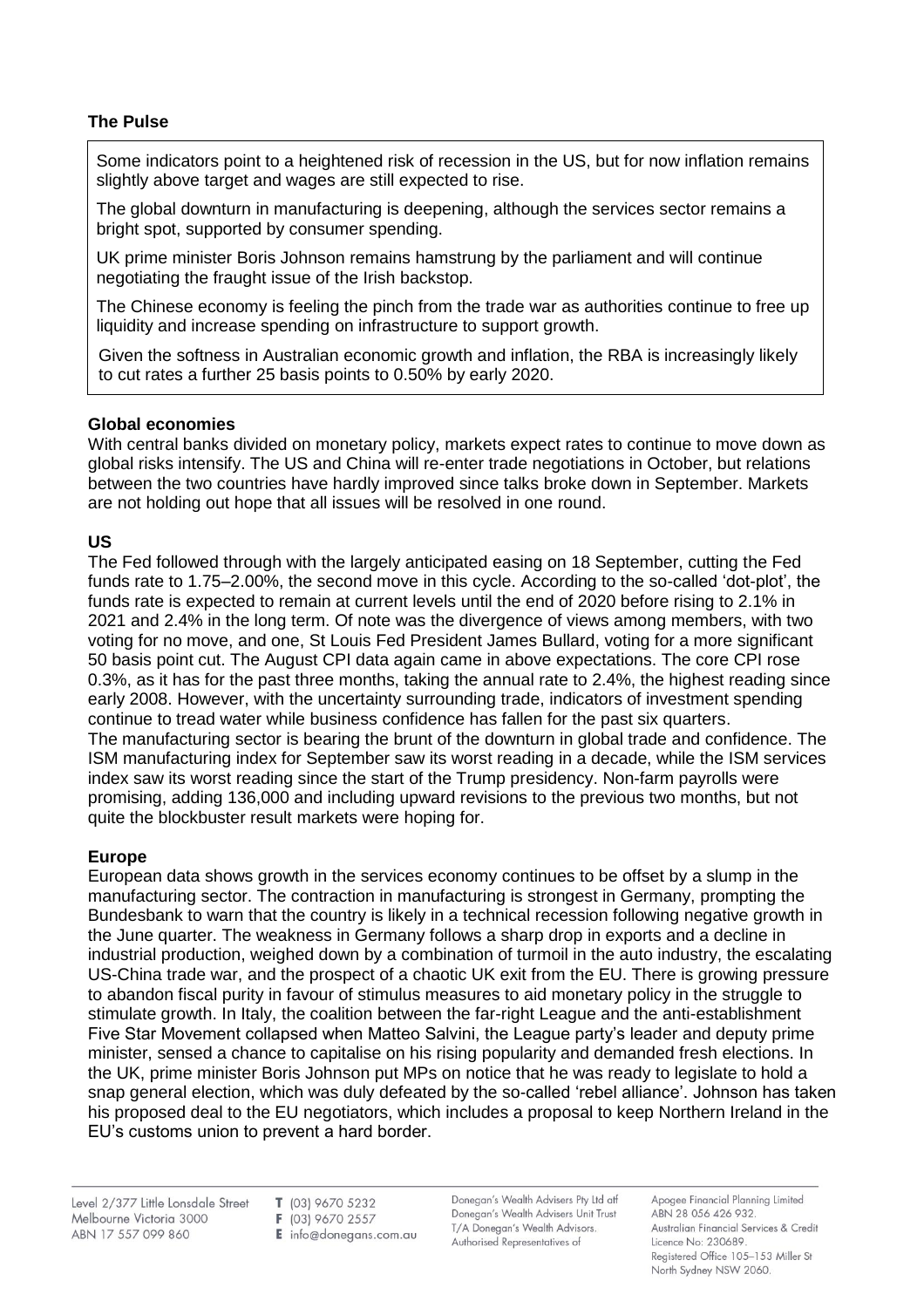## The Pulse

Some indicators point to a heightened risk of recession in the US, but for now inflation remains slightly above target and wages are still expected to rise.

The global downturn in manufacturing is deepening, although the services sector remains a bright spot, supported by consumer spending.

UK prime minister Boris Johnson remains hamstrung by the parliament and will continue negotiating the fraught issue of the Irish backstop.

The Chinese economy is feeling the pinch from the trade war as authorities continue to free up liquidity and increase spending on infrastructure to support growth.

Given the softness in Australian economic growth and inflation, the RBA is increasingly likely to cut rates a further 25 basis points to 0.50% by early 2020.

### Global economies

With central banks divided on monetary policy, markets expect rates to continue to move down as global risks intensify. The US and China will re-enter trade negotiations in October, but relations between the two countries have hardly improved since talks broke down in September. Markets are not holding out hope that all issues will be resolved in one round.

### US

The Fed followed through with the largely anticipated easing on 18 September, cutting the Fed funds rate to 1.75–2.00%, the second move in this cycle. According to the so-called 'dot-plot', the funds rate is expected to remain at current levels until the end of 2020 before rising to 2.1% in 2021 and 2.4% in the long term. Of note was the divergence of views among members, with two voting for no move, and one, St Louis Fed President James Bullard, voting for a more significant 50 basis point cut. The August CPI data again came in above expectations. The core CPI rose 0.3%, as it has for the past three months, taking the annual rate to 2.4%, the highest reading since early 2008. However, with the uncertainty surrounding trade, indicators of investment spending continue to tread water while business confidence has fallen for the past six quarters.

The manufacturing sector is bearing the brunt of the downturn in global trade and confidence. The ISM manufacturing index for September saw its worst reading in a decade, while the ISM services index saw its worst reading since the start of the Trump presidency. Non-farm payrolls were promising, adding 136,000 and including upward revisions to the previous two months, but not quite the blockbuster result markets were hoping for.

### Europe

European data shows growth in the services economy continues to be offset by a slump in the manufacturing sector. The contraction in manufacturing is strongest in Germany, prompting the Bundesbank to warn that the country is likely in a technical recession following negative growth in the June quarter. The weakness in Germany follows a sharp drop in exports and a decline in industrial production, weighed down by a combination of turmoil in the auto industry, the escalating US-China trade war, and the prospect of a chaotic UK exit from the EU. There is growing pressure to abandon fiscal purity in favour of stimulus measures to aid monetary policy in the struggle to stimulate growth. In Italy, the coalition between the far-right League and the anti-establishment Five Star Movement collapsed when Matteo Salvini, the League party's leader and deputy prime minister, sensed a chance to capitalise on his rising popularity and demanded fresh elections. In the UK, prime minister Boris Johnson put MPs on notice that he was ready to legislate to hold a snap general election, which was duly defeated by the so-called 'rebel alliance'. Johnson has taken his proposed deal to the EU negotiators, which includes a proposal to keep Northern Ireland in the EU's customs union to prevent a hard border.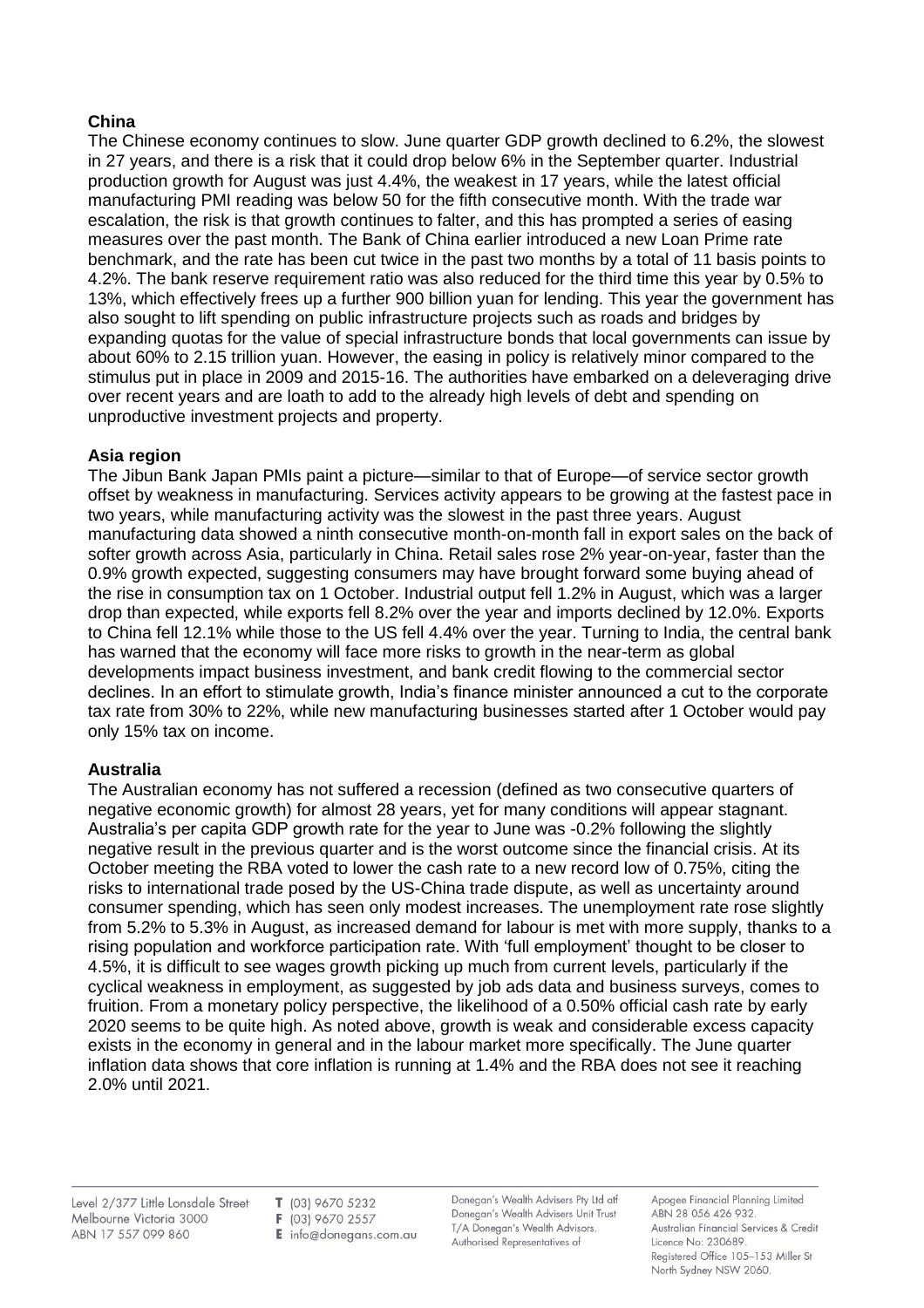**China**

The Chinese economy continues to slow. June quarter GDP growth declined to 6.2%, the slowest in 27 years, and there is a risk that it could drop below 6% in the September quarter. Industrial production growth for August was just 4.4%, the weakest in 17 years, while the latest official manufacturing PMI reading was below 50 for the fifth consecutive month. With the trade war escalation, the risk is that growth continues to falter, and this has prompted a series of easing measures over the past month. The Bank of China earlier introduced a new Loan Prime rate benchmark, and the rate has been cut twice in the past two months by a total of 11 basis points to 4.2%. The bank reserve requirement ratio was also reduced for the third time this year by 0.5% to 13%, which effectively frees up a further 900 billion yuan for lending. This year the government has also sought to lift spending on public infrastructure projects such as roads and bridges by expanding quotas for the value of special infrastructure bonds that local governments can issue by about 60% to 2.15 trillion yuan. However, the easing in policy is relatively minor compared to the stimulus put in place in 2009 and 2015-16. The authorities have embarked on a deleveraging drive over recent years and are loath to add to the already high levels of debt and spending on unproductive investment projects and property.

**Asia region**

The Jibun Bank Japan PMIs paint a picture—similar to that of Europe—of service sector growth offset by weakness in manufacturing. Services activity appears to be growing at the fastest pace in two years, while manufacturing activity was the slowest in the past three years. August manufacturing data showed a ninth consecutive month-on-month fall in export sales on the back of softer growth across Asia, particularly in China. Retail sales rose 2% year-on-year, faster than the 0.9% growth expected, suggesting consumers may have brought forward some buying ahead of the rise in consumption tax on 1 October. Industrial output fell 1.2% in August, which was a larger drop than expected, while exports fell 8.2% over the year and imports declined by 12.0%. Exports to China fell 12.1% while those to the US fell 4.4% over the year. Turning to India, the central bank has warned that the economy will face more risks to growth in the near-term as global developments impact business investment, and bank credit flowing to the commercial sector declines. In an effort to stimulate growth, India's finance minister announced a cut to the corporate tax rate from 30% to 22%, while new manufacturing businesses started after 1 October would pay only 15% tax on income.

**Australia**

The Australian economy has not suffered a recession (defined as two consecutive quarters of negative economic growth) for almost 28 years, yet for many conditions will appear stagnant. Australia's per capita GDP growth rate for the year to June was -0.2% following the slightly negative result in the previous quarter and is the worst outcome since the financial crisis. At its October meeting the RBA voted to lower the cash rate to a new record low of 0.75%, citing the risks to international trade posed by the US-China trade dispute, as well as uncertainty around consumer spending, which has seen only modest increases. The unemployment rate rose slightly from 5.2% to 5.3% in August, as increased demand for labour is met with more supply, thanks to a rising population and workforce participation rate. With 'full employment' thought to be closer to 4.5%, it is difficult to see wages growth picking up much from current levels, particularly if the cyclical weakness in employment, as suggested by job ads data and business surveys, comes to fruition. From a monetary policy perspective, the likelihood of a 0.50% official cash rate by early 2020 seems to be quite high. As noted above, growth is weak and considerable excess capacity exists in the economy in general and in the labour market more specifically. The June quarter inflation data shows that core inflation is running at 1.4% and the RBA does not see it reaching 2.0% until 2021.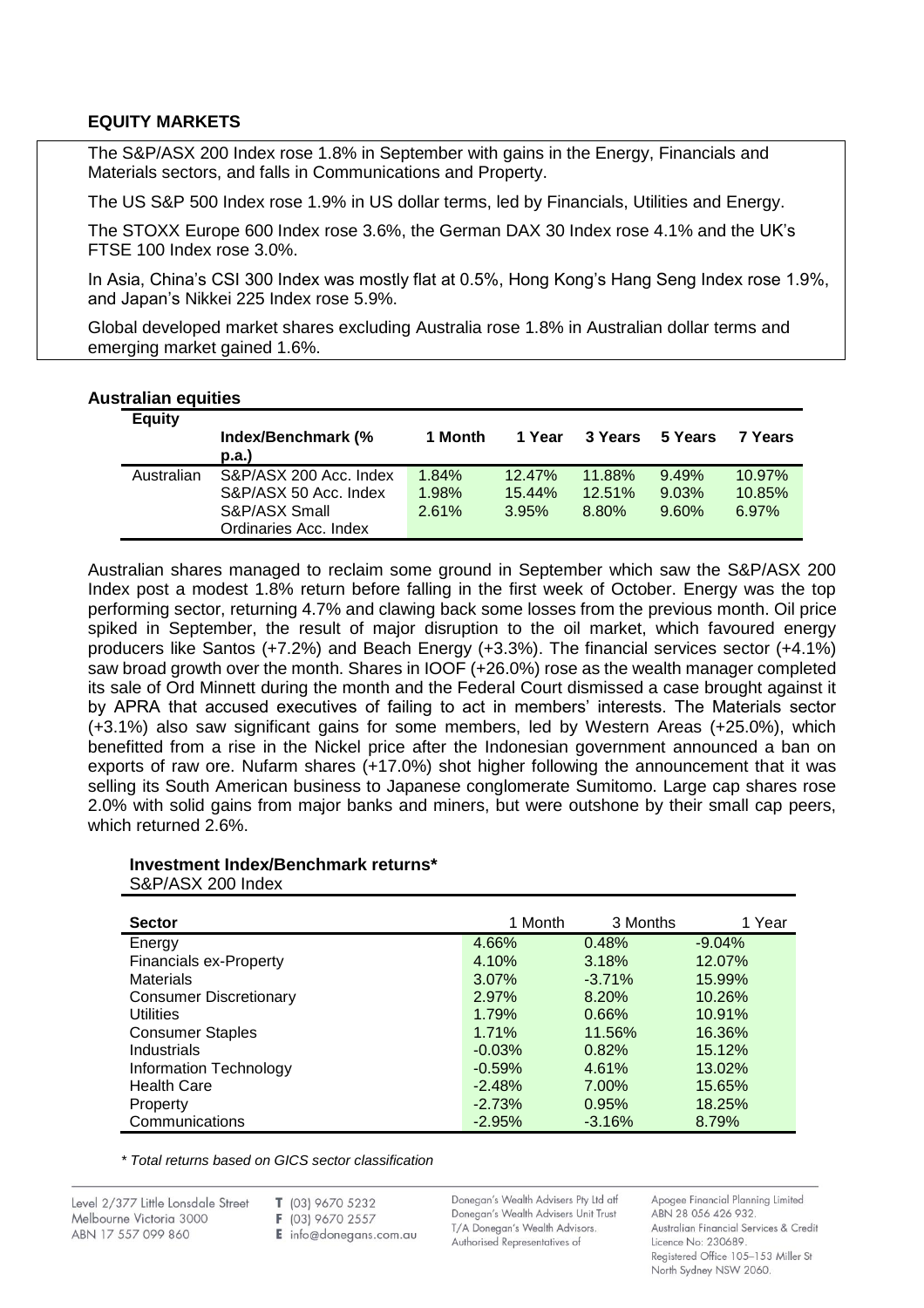## EQUITY MARKETS

The S&P/ASX 200 Index rose 1.8% in September with gains in the Energy, Financials and Materials sectors, and falls in Communications and Property.

The US S&P 500 Index rose 1.9% in US dollar terms, led by Financials, Utilities and Energy.

The STOXX Europe 600 Index rose 3.6%, the German DAX 30 Index rose 4.1% and the UK's FTSE 100 Index rose 3.0%.

In Asia, China's CSI 300 Index was mostly flat at 0.5%, Hong Kong's Hang Seng Index rose 1.9%, and Japan's Nikkei 225 Index rose 5.9%.

Global developed market shares excluding Australia rose 1.8% in Australian dollar terms and emerging market gained 1.6%.

### Australian equities

| Equity | Index/Benchmark (% p.a.) | 1 Month | 1 Year | 3 Years | 5 Years | 7 Years |
|---|---|---|---|---|---|---|
| Australian | S&P/ASX 200 Acc. Index | 1.84% | 12.47% | 11.88% | 9.49% | 10.97% |
| | S&P/ASX 50 Acc. Index | 1.98% | 15.44% | 12.51% | 9.03% | 10.85% |
| | S&P/ASX Small Ordinaries Acc. Index | 2.61% | 3.95% | 8.80% | 9.60% | 6.97% |

Australian shares managed to reclaim some ground in September which saw the S&P/ASX 200 Index post a modest 1.8% return before falling in the first week of October. Energy was the top performing sector, returning 4.7% and clawing back some losses from the previous month. Oil price spiked in September, the result of major disruption to the oil market, which favoured energy producers like Santos (+7.2%) and Beach Energy (+3.3%). The financial services sector (+4.1%) saw broad growth over the month. Shares in IOOF (+26.0%) rose as the wealth manager completed its sale of Ord Minnett during the month and the Federal Court dismissed a case brought against it by APRA that accused executives of failing to act in members' interests. The Materials sector (+3.1%) also saw significant gains for some members, led by Western Areas (+25.0%), which benefitted from a rise in the Nickel price after the Indonesian government announced a ban on exports of raw ore. Nufarm shares (+17.0%) shot higher following the announcement that it was selling its South American business to Japanese conglomerate Sumitomo. Large cap shares rose 2.0% with solid gains from major banks and miners, but were outshone by their small cap peers, which returned 2.6%.

**Investment Index/Benchmark returns***

S&P/ASX 200 Index

| Sector | 1 Month | 3 Months | 1 Year |
|---|---|---|---|
| Energy | 4.66% | 0.48% | -9.04% |
| Financials ex-Property | 4.10% | 3.18% | 12.07% |
| Materials | 3.07% | -3.71% | 15.99% |
| Consumer Discretionary | 2.97% | 8.20% | 10.26% |
| Utilities | 1.79% | 0.66% | 10.91% |
| Consumer Staples | 1.71% | 11.56% | 16.36% |
| Industrials | -0.03% | 0.82% | 15.12% |
| Information Technology | -0.59% | 4.61% | 13.02% |
| Health Care | -2.48% | 7.00% | 15.65% |
| Property | -2.73% | 0.95% | 18.25% |
| Communications | -2.95% | -3.16% | 8.79% |

*\* Total returns based on GICS sector classification*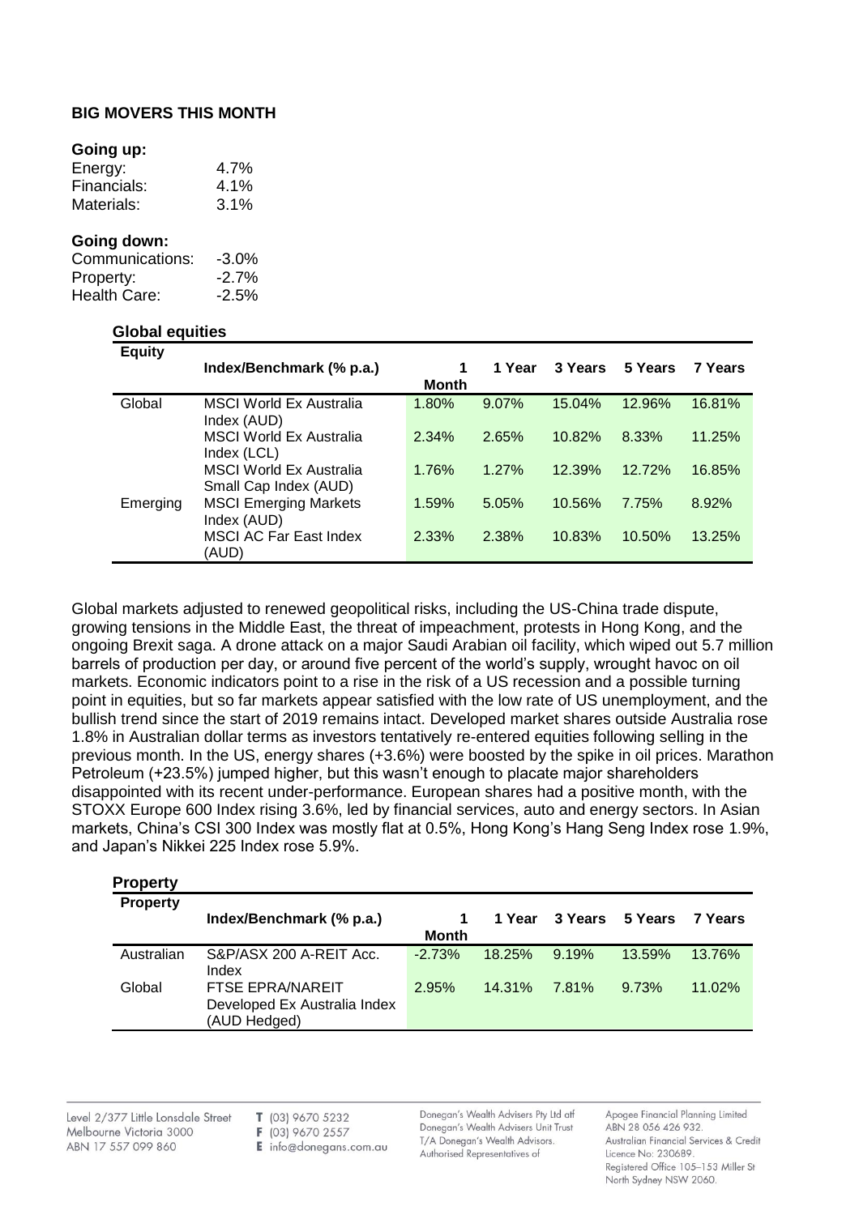**BIG MOVERS THIS MONTH**

**Going up:**

| | |
|---|---|
| Energy: | 4.7% |
| Financials: | 4.1% |
| Materials: | 3.1% |

**Going down:**

| | |
|---|---|
| Communications: | -3.0% |
| Property: | -2.7% |
| Health Care: | -2.5% |

**Global equities**

| Equity | Index/Benchmark (% p.a.) | 1 Month | 1 Year | 3 Years | 5 Years | 7 Years |
|---|---|---|---|---|---|---|
| Global | MSCI World Ex Australia Index (AUD) | 1.80% | 9.07% | 15.04% | 12.96% | 16.81% |
| | MSCI World Ex Australia Index (LCL) | 2.34% | 2.65% | 10.82% | 8.33% | 11.25% |
| | MSCI World Ex Australia Small Cap Index (AUD) | 1.76% | 1.27% | 12.39% | 12.72% | 16.85% |
| Emerging | MSCI Emerging Markets Index (AUD) | 1.59% | 5.05% | 10.56% | 7.75% | 8.92% |
| | MSCI AC Far East Index (AUD) | 2.33% | 2.38% | 10.83% | 10.50% | 13.25% |

Global markets adjusted to renewed geopolitical risks, including the US-China trade dispute, growing tensions in the Middle East, the threat of impeachment, protests in Hong Kong, and the ongoing Brexit saga. A drone attack on a major Saudi Arabian oil facility, which wiped out 5.7 million barrels of production per day, or around five percent of the world's supply, wrought havoc on oil markets. Economic indicators point to a rise in the risk of a US recession and a possible turning point in equities, but so far markets appear satisfied with the low rate of US unemployment, and the bullish trend since the start of 2019 remains intact. Developed market shares outside Australia rose 1.8% in Australian dollar terms as investors tentatively re-entered equities following selling in the previous month. In the US, energy shares (+3.6%) were boosted by the spike in oil prices. Marathon Petroleum (+23.5%) jumped higher, but this wasn't enough to placate major shareholders disappointed with its recent under-performance. European shares had a positive month, with the STOXX Europe 600 Index rising 3.6%, led by financial services, auto and energy sectors. In Asian markets, China's CSI 300 Index was mostly flat at 0.5%, Hong Kong's Hang Seng Index rose 1.9%, and Japan's Nikkei 225 Index rose 5.9%.

**Property**

| Property | Index/Benchmark (% p.a.) | 1 Month | 1 Year | 3 Years | 5 Years | 7 Years |
|---|---|---|---|---|---|---|
| Australian | S&P/ASX 200 A-REIT Acc. Index | -2.73% | 18.25% | 9.19% | 13.59% | 13.76% |
| Global | FTSE EPRA/NAREIT Developed Ex Australia Index (AUD Hedged) | 2.95% | 14.31% | 7.81% | 9.73% | 11.02% |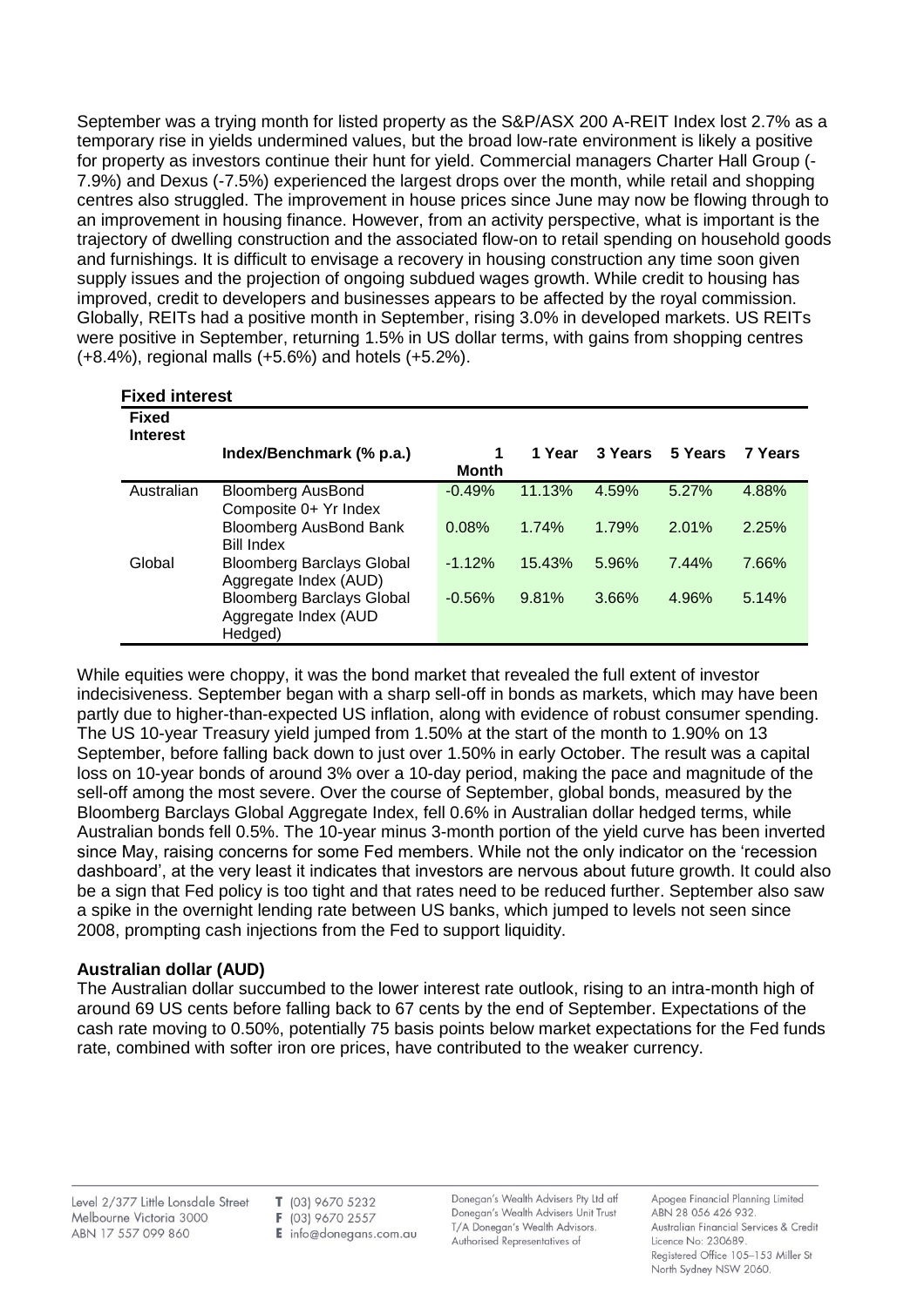September was a trying month for listed property as the S&P/ASX 200 A-REIT Index lost 2.7% as a temporary rise in yields undermined values, but the broad low-rate environment is likely a positive for property as investors continue their hunt for yield. Commercial managers Charter Hall Group (-7.9%) and Dexus (-7.5%) experienced the largest drops over the month, while retail and shopping centres also struggled. The improvement in house prices since June may now be flowing through to an improvement in housing finance. However, from an activity perspective, what is important is the trajectory of dwelling construction and the associated flow-on to retail spending on household goods and furnishings. It is difficult to envisage a recovery in housing construction any time soon given supply issues and the projection of ongoing subdued wages growth. While credit to housing has improved, credit to developers and businesses appears to be affected by the royal commission. Globally, REITs had a positive month in September, rising 3.0% in developed markets. US REITs were positive in September, returning 1.5% in US dollar terms, with gains from shopping centres (+8.4%), regional malls (+5.6%) and hotels (+5.2%).

### Fixed interest

| Fixed Interest | Index/Benchmark (% p.a.) | 1 Month | 1 Year | 3 Years | 5 Years | 7 Years |
|---|---|---|---|---|---|---|
| Australian | Bloomberg AusBond Composite 0+ Yr Index | -0.49% | 11.13% | 4.59% | 5.27% | 4.88% |
| | Bloomberg AusBond Bank Bill Index | 0.08% | 1.74% | 1.79% | 2.01% | 2.25% |
| Global | Bloomberg Barclays Global Aggregate Index (AUD) | -1.12% | 15.43% | 5.96% | 7.44% | 7.66% |
| | Bloomberg Barclays Global Aggregate Index (AUD Hedged) | -0.56% | 9.81% | 3.66% | 4.96% | 5.14% |

While equities were choppy, it was the bond market that revealed the full extent of investor indecisiveness. September began with a sharp sell-off in bonds as markets, which may have been partly due to higher-than-expected US inflation, along with evidence of robust consumer spending. The US 10-year Treasury yield jumped from 1.50% at the start of the month to 1.90% on 13 September, before falling back down to just over 1.50% in early October. The result was a capital loss on 10-year bonds of around 3% over a 10-day period, making the pace and magnitude of the sell-off among the most severe. Over the course of September, global bonds, measured by the Bloomberg Barclays Global Aggregate Index, fell 0.6% in Australian dollar hedged terms, while Australian bonds fell 0.5%. The 10-year minus 3-month portion of the yield curve has been inverted since May, raising concerns for some Fed members. While not the only indicator on the 'recession dashboard', at the very least it indicates that investors are nervous about future growth. It could also be a sign that Fed policy is too tight and that rates need to be reduced further. September also saw a spike in the overnight lending rate between US banks, which jumped to levels not seen since 2008, prompting cash injections from the Fed to support liquidity.

### Australian dollar (AUD)

The Australian dollar succumbed to the lower interest rate outlook, rising to an intra-month high of around 69 US cents before falling back to 67 cents by the end of September. Expectations of the cash rate moving to 0.50%, potentially 75 basis points below market expectations for the Fed funds rate, combined with softer iron ore prices, have contributed to the weaker currency.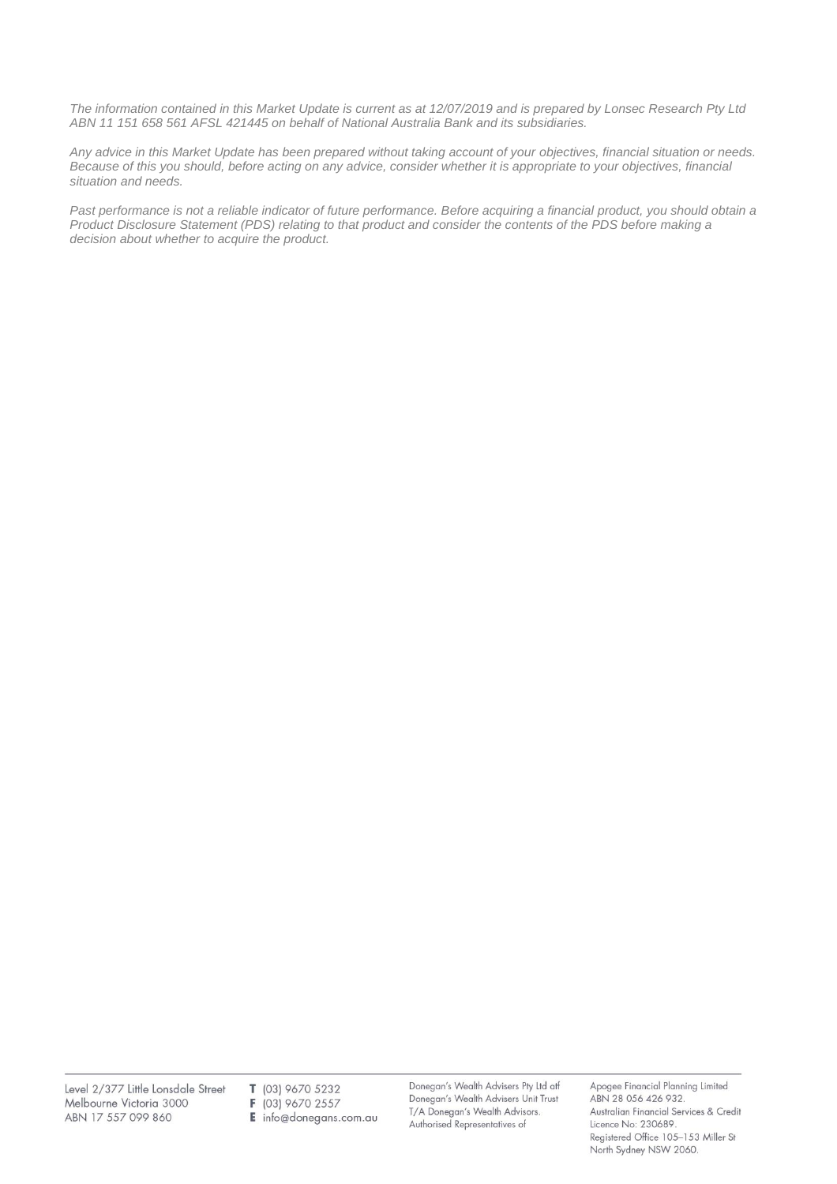*The information contained in this Market Update is current as at 12/07/2019 and is prepared by Lonsec Research Pty Ltd ABN 11 151 658 561 AFSL 421445 on behalf of National Australia Bank and its subsidiaries.*

*Any advice in this Market Update has been prepared without taking account of your objectives, financial situation or needs. Because of this you should, before acting on any advice, consider whether it is appropriate to your objectives, financial situation and needs.*

*Past performance is not a reliable indicator of future performance. Before acquiring a financial product, you should obtain a Product Disclosure Statement (PDS) relating to that product and consider the contents of the PDS before making a decision about whether to acquire the product.*

Level 2/377 Little Lonsdale Street
Melbourne Victoria 3000
ABN 17 557 099 860

**T** (03) 9670 5232
**F** (03) 9670 2557
**E** info@donegans.com.au

Donegan's Wealth Advisers Pty Ltd atf Donegan's Wealth Advisers Unit Trust T/A Donegan's Wealth Advisors. Authorised Representatives of

Apogee Financial Planning Limited ABN 28 056 426 932. Australian Financial Services & Credit Licence No: 230689. Registered Office 105–153 Miller St North Sydney NSW 2060.